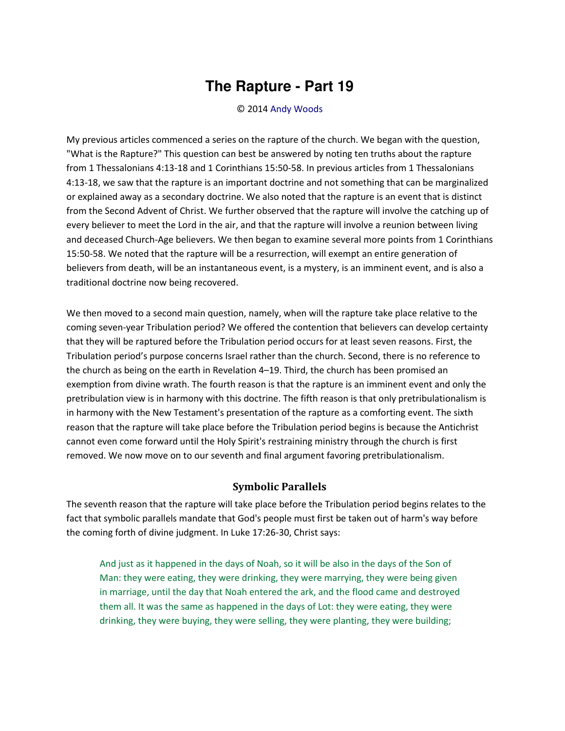# The Rapture - Part 19

© 2014 Andy Woods

My previous articles commenced a series on the rapture of the church. We began with the question, "What is the Rapture?" This question can best be answered by noting ten truths about the rapture from 1 Thessalonians 4:13-18 and 1 Corinthians 15:50-58. In previous articles from 1 Thessalonians 4:13-18, we saw that the rapture is an important doctrine and not something that can be marginalized or explained away as a secondary doctrine. We also noted that the rapture is an event that is distinct from the Second Advent of Christ. We further observed that the rapture will involve the catching up of every believer to meet the Lord in the air, and that the rapture will involve a reunion between living and deceased Church-Age believers. We then began to examine several more points from 1 Corinthians 15:50-58. We noted that the rapture will be a resurrection, will exempt an entire generation of believers from death, will be an instantaneous event, is a mystery, is an imminent event, and is also a traditional doctrine now being recovered.

We then moved to a second main question, namely, when will the rapture take place relative to the coming seven-year Tribulation period? We offered the contention that believers can develop certainty that they will be raptured before the Tribulation period occurs for at least seven reasons. First, the Tribulation period's purpose concerns Israel rather than the church. Second, there is no reference to the church as being on the earth in Revelation 4–19. Third, the church has been promised an exemption from divine wrath. The fourth reason is that the rapture is an imminent event and only the pretribulation view is in harmony with this doctrine. The fifth reason is that only pretribulationalism is in harmony with the New Testament's presentation of the rapture as a comforting event. The sixth reason that the rapture will take place before the Tribulation period begins is because the Antichrist cannot even come forward until the Holy Spirit's restraining ministry through the church is first removed. We now move on to our seventh and final argument favoring pretribulationalism.

### Symbolic Parallels

The seventh reason that the rapture will take place before the Tribulation period begins relates to the fact that symbolic parallels mandate that God's people must first be taken out of harm's way before the coming forth of divine judgment. In Luke 17:26-30, Christ says:

> And just as it happened in the days of Noah, so it will be also in the days of the Son of Man: they were eating, they were drinking, they were marrying, they were being given in marriage, until the day that Noah entered the ark, and the flood came and destroyed them all. It was the same as happened in the days of Lot: they were eating, they were drinking, they were buying, they were selling, they were planting, they were building;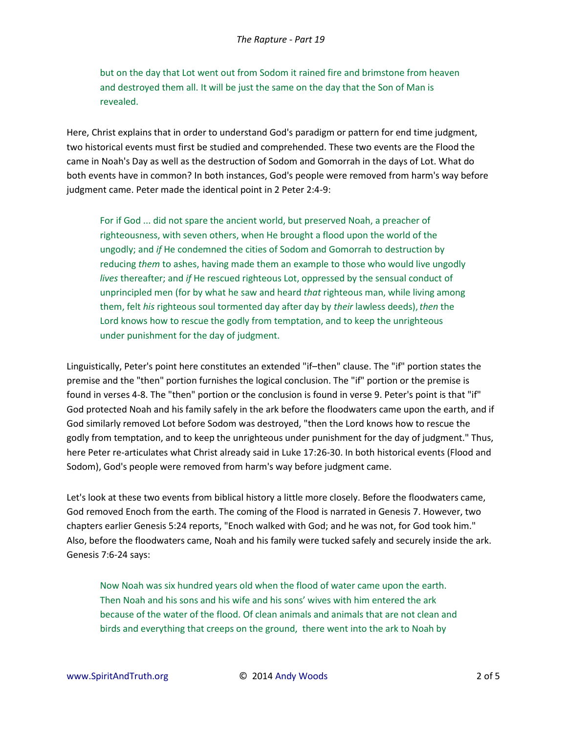> but on the day that Lot went out from Sodom it rained fire and brimstone from heaven and destroyed them all. It will be just the same on the day that the Son of Man is revealed.

Here, Christ explains that in order to understand God's paradigm or pattern for end time judgment, two historical events must first be studied and comprehended. These two events are the Flood the came in Noah's Day as well as the destruction of Sodom and Gomorrah in the days of Lot. What do both events have in common? In both instances, God's people were removed from harm's way before judgment came. Peter made the identical point in 2 Peter 2:4-9:

> For if God ... did not spare the ancient world, but preserved Noah, a preacher of righteousness, with seven others, when He brought a flood upon the world of the ungodly; and *if* He condemned the cities of Sodom and Gomorrah to destruction by reducing *them* to ashes, having made them an example to those who would live ungodly *lives* thereafter; and *if* He rescued righteous Lot, oppressed by the sensual conduct of unprincipled men (for by what he saw and heard *that* righteous man, while living among them, felt *his* righteous soul tormented day after day by *their* lawless deeds), *then* the Lord knows how to rescue the godly from temptation, and to keep the unrighteous under punishment for the day of judgment.

Linguistically, Peter's point here constitutes an extended "if–then" clause. The "if" portion states the premise and the "then" portion furnishes the logical conclusion. The "if" portion or the premise is found in verses 4-8. The "then" portion or the conclusion is found in verse 9. Peter's point is that "if" God protected Noah and his family safely in the ark before the floodwaters came upon the earth, and if God similarly removed Lot before Sodom was destroyed, "then the Lord knows how to rescue the godly from temptation, and to keep the unrighteous under punishment for the day of judgment." Thus, here Peter re-articulates what Christ already said in Luke 17:26-30. In both historical events (Flood and Sodom), God's people were removed from harm's way before judgment came.

Let's look at these two events from biblical history a little more closely. Before the floodwaters came, God removed Enoch from the earth. The coming of the Flood is narrated in Genesis 7. However, two chapters earlier Genesis 5:24 reports, "Enoch walked with God; and he was not, for God took him." Also, before the floodwaters came, Noah and his family were tucked safely and securely inside the ark. Genesis 7:6-24 says:

> Now Noah was six hundred years old when the flood of water came upon the earth. Then Noah and his sons and his wife and his sons' wives with him entered the ark because of the water of the flood. Of clean animals and animals that are not clean and birds and everything that creeps on the ground, there went into the ark to Noah by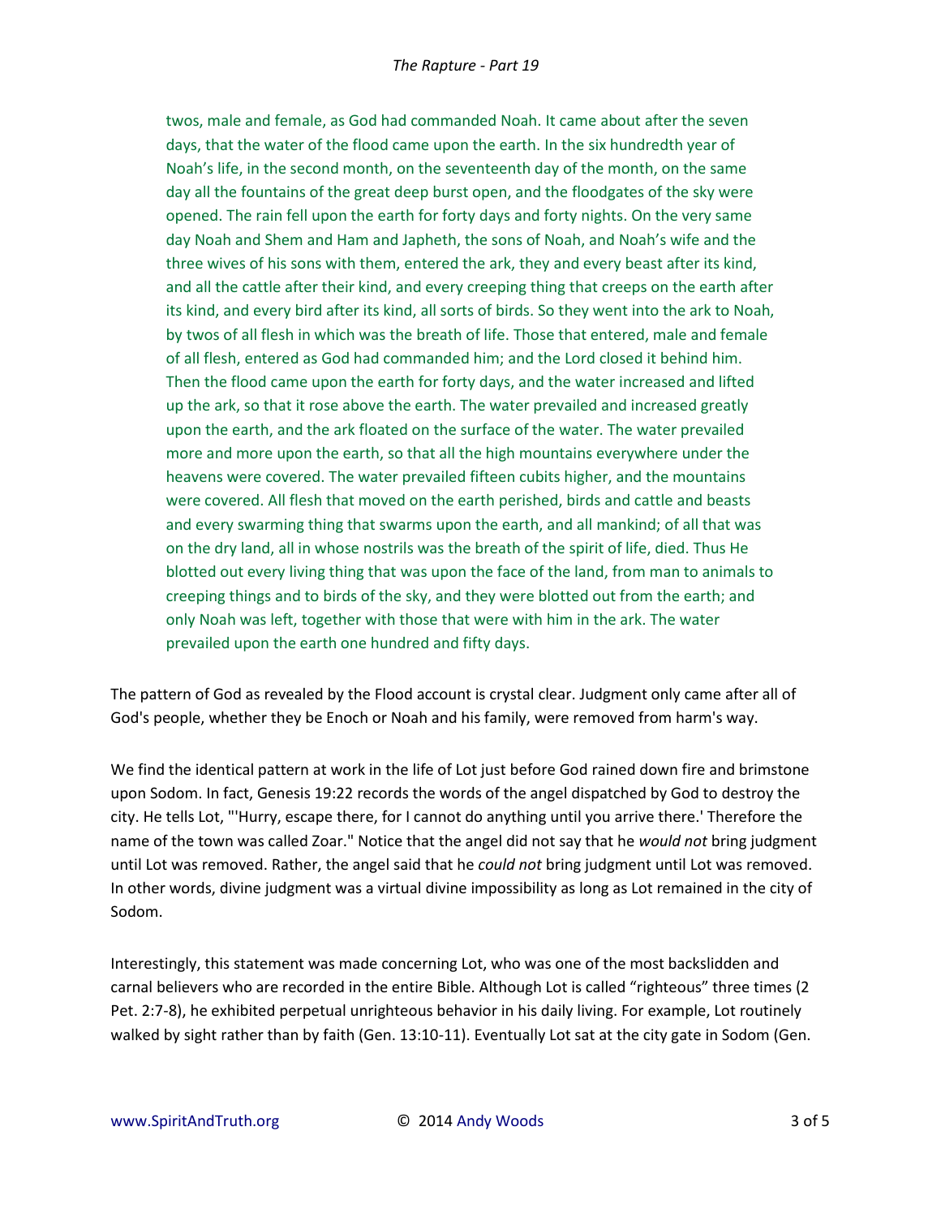twos, male and female, as God had commanded Noah. It came about after the seven days, that the water of the flood came upon the earth. In the six hundredth year of Noah's life, in the second month, on the seventeenth day of the month, on the same day all the fountains of the great deep burst open, and the floodgates of the sky were opened. The rain fell upon the earth for forty days and forty nights. On the very same day Noah and Shem and Ham and Japheth, the sons of Noah, and Noah's wife and the three wives of his sons with them, entered the ark, they and every beast after its kind, and all the cattle after their kind, and every creeping thing that creeps on the earth after its kind, and every bird after its kind, all sorts of birds. So they went into the ark to Noah, by twos of all flesh in which was the breath of life. Those that entered, male and female of all flesh, entered as God had commanded him; and the Lord closed it behind him. Then the flood came upon the earth for forty days, and the water increased and lifted up the ark, so that it rose above the earth. The water prevailed and increased greatly upon the earth, and the ark floated on the surface of the water. The water prevailed more and more upon the earth, so that all the high mountains everywhere under the heavens were covered. The water prevailed fifteen cubits higher, and the mountains were covered. All flesh that moved on the earth perished, birds and cattle and beasts and every swarming thing that swarms upon the earth, and all mankind; of all that was on the dry land, all in whose nostrils was the breath of the spirit of life, died. Thus He blotted out every living thing that was upon the face of the land, from man to animals to creeping things and to birds of the sky, and they were blotted out from the earth; and only Noah was left, together with those that were with him in the ark. The water prevailed upon the earth one hundred and fifty days.

The pattern of God as revealed by the Flood account is crystal clear. Judgment only came after all of God's people, whether they be Enoch or Noah and his family, were removed from harm's way.

We find the identical pattern at work in the life of Lot just before God rained down fire and brimstone upon Sodom. In fact, Genesis 19:22 records the words of the angel dispatched by God to destroy the city. He tells Lot, "'Hurry, escape there, for I cannot do anything until you arrive there.' Therefore the name of the town was called Zoar." Notice that the angel did not say that he *would not* bring judgment until Lot was removed. Rather, the angel said that he *could not* bring judgment until Lot was removed. In other words, divine judgment was a virtual divine impossibility as long as Lot remained in the city of Sodom.

Interestingly, this statement was made concerning Lot, who was one of the most backslidden and carnal believers who are recorded in the entire Bible. Although Lot is called "righteous" three times (2 Pet. 2:7-8), he exhibited perpetual unrighteous behavior in his daily living. For example, Lot routinely walked by sight rather than by faith (Gen. 13:10-11). Eventually Lot sat at the city gate in Sodom (Gen.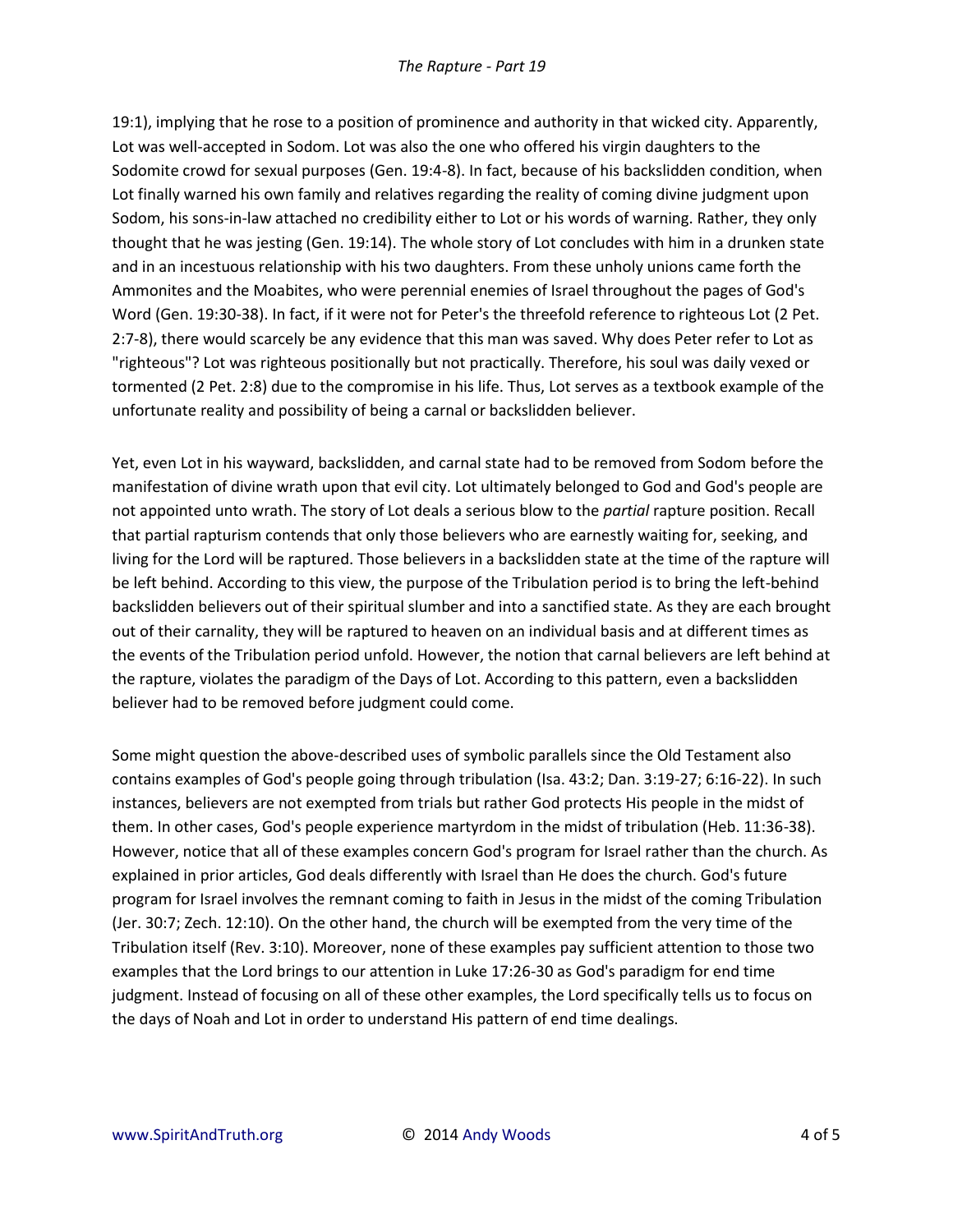19:1), implying that he rose to a position of prominence and authority in that wicked city. Apparently, Lot was well-accepted in Sodom. Lot was also the one who offered his virgin daughters to the Sodomite crowd for sexual purposes (Gen. 19:4-8). In fact, because of his backslidden condition, when Lot finally warned his own family and relatives regarding the reality of coming divine judgment upon Sodom, his sons-in-law attached no credibility either to Lot or his words of warning. Rather, they only thought that he was jesting (Gen. 19:14). The whole story of Lot concludes with him in a drunken state and in an incestuous relationship with his two daughters. From these unholy unions came forth the Ammonites and the Moabites, who were perennial enemies of Israel throughout the pages of God's Word (Gen. 19:30-38). In fact, if it were not for Peter's the threefold reference to righteous Lot (2 Pet. 2:7-8), there would scarcely be any evidence that this man was saved. Why does Peter refer to Lot as "righteous"? Lot was righteous positionally but not practically. Therefore, his soul was daily vexed or tormented (2 Pet. 2:8) due to the compromise in his life. Thus, Lot serves as a textbook example of the unfortunate reality and possibility of being a carnal or backslidden believer.

Yet, even Lot in his wayward, backslidden, and carnal state had to be removed from Sodom before the manifestation of divine wrath upon that evil city. Lot ultimately belonged to God and God's people are not appointed unto wrath. The story of Lot deals a serious blow to the *partial* rapture position. Recall that partial rapturism contends that only those believers who are earnestly waiting for, seeking, and living for the Lord will be raptured. Those believers in a backslidden state at the time of the rapture will be left behind. According to this view, the purpose of the Tribulation period is to bring the left-behind backslidden believers out of their spiritual slumber and into a sanctified state. As they are each brought out of their carnality, they will be raptured to heaven on an individual basis and at different times as the events of the Tribulation period unfold. However, the notion that carnal believers are left behind at the rapture, violates the paradigm of the Days of Lot. According to this pattern, even a backslidden believer had to be removed before judgment could come.

Some might question the above-described uses of symbolic parallels since the Old Testament also contains examples of God's people going through tribulation (Isa. 43:2; Dan. 3:19-27; 6:16-22). In such instances, believers are not exempted from trials but rather God protects His people in the midst of them. In other cases, God's people experience martyrdom in the midst of tribulation (Heb. 11:36-38). However, notice that all of these examples concern God's program for Israel rather than the church. As explained in prior articles, God deals differently with Israel than He does the church. God's future program for Israel involves the remnant coming to faith in Jesus in the midst of the coming Tribulation (Jer. 30:7; Zech. 12:10). On the other hand, the church will be exempted from the very time of the Tribulation itself (Rev. 3:10). Moreover, none of these examples pay sufficient attention to those two examples that the Lord brings to our attention in Luke 17:26-30 as God's paradigm for end time judgment. Instead of focusing on all of these other examples, the Lord specifically tells us to focus on the days of Noah and Lot in order to understand His pattern of end time dealings.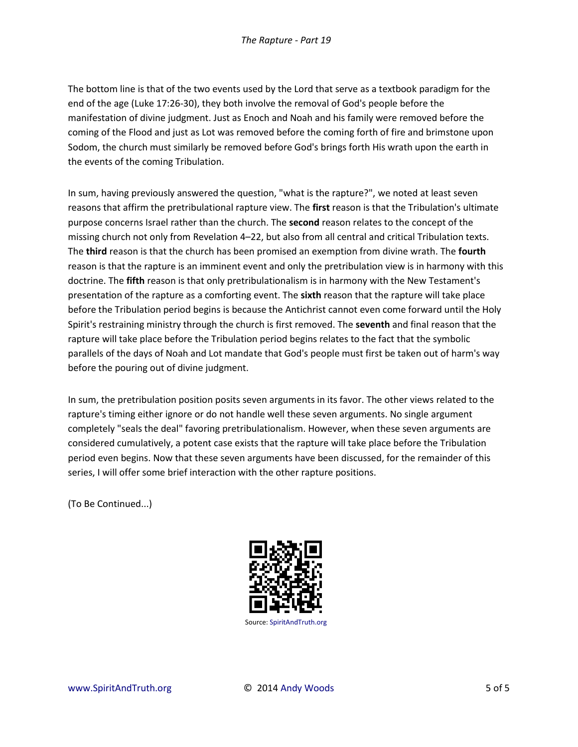The bottom line is that of the two events used by the Lord that serve as a textbook paradigm for the end of the age (Luke 17:26-30), they both involve the removal of God's people before the manifestation of divine judgment. Just as Enoch and Noah and his family were removed before the coming of the Flood and just as Lot was removed before the coming forth of fire and brimstone upon Sodom, the church must similarly be removed before God's brings forth His wrath upon the earth in the events of the coming Tribulation.

In sum, having previously answered the question, "what is the rapture?", we noted at least seven reasons that affirm the pretribulational rapture view. The **first** reason is that the Tribulation's ultimate purpose concerns Israel rather than the church. The **second** reason relates to the concept of the missing church not only from Revelation 4–22, but also from all central and critical Tribulation texts. The **third** reason is that the church has been promised an exemption from divine wrath. The **fourth** reason is that the rapture is an imminent event and only the pretribulation view is in harmony with this doctrine. The **fifth** reason is that only pretribulationalism is in harmony with the New Testament's presentation of the rapture as a comforting event. The **sixth** reason that the rapture will take place before the Tribulation period begins is because the Antichrist cannot even come forward until the Holy Spirit's restraining ministry through the church is first removed. The **seventh** and final reason that the rapture will take place before the Tribulation period begins relates to the fact that the symbolic parallels of the days of Noah and Lot mandate that God's people must first be taken out of harm's way before the pouring out of divine judgment.

In sum, the pretribulation position posits seven arguments in its favor. The other views related to the rapture's timing either ignore or do not handle well these seven arguments. No single argument completely "seals the deal" favoring pretribulationalism. However, when these seven arguments are considered cumulatively, a potent case exists that the rapture will take place before the Tribulation period even begins. Now that these seven arguments have been discussed, for the remainder of this series, I will offer some brief interaction with the other rapture positions.

(To Be Continued...)

Source: SpiritAndTruth.org